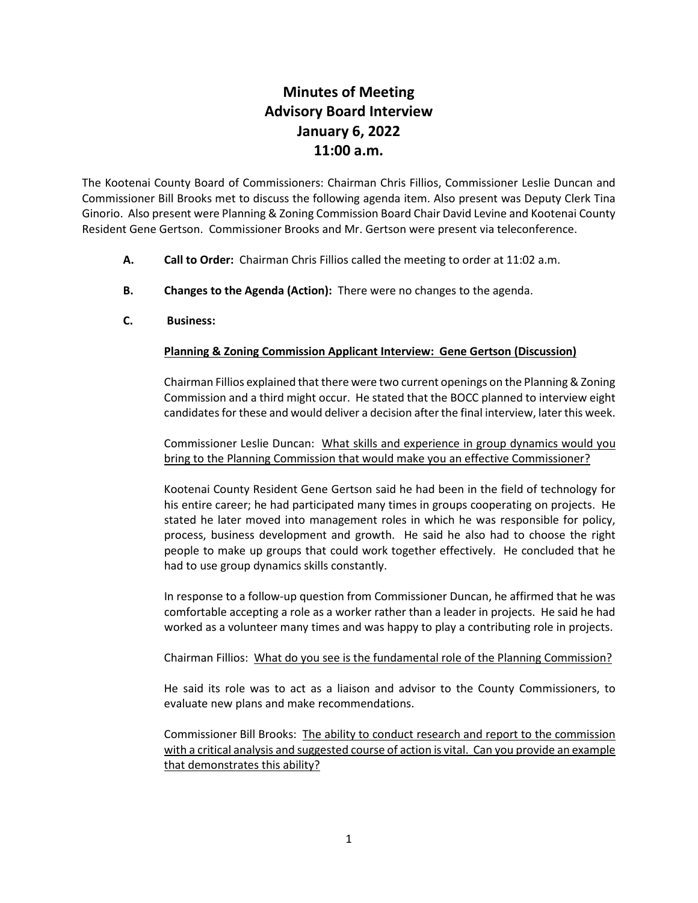# Minutes of Meeting
# Advisory Board Interview
# January 6, 2022
# 11:00 a.m.

The Kootenai County Board of Commissioners: Chairman Chris Fillios, Commissioner Leslie Duncan and Commissioner Bill Brooks met to discuss the following agenda item. Also present was Deputy Clerk Tina Ginorio. Also present were Planning & Zoning Commission Board Chair David Levine and Kootenai County Resident Gene Gertson. Commissioner Brooks and Mr. Gertson were present via teleconference.

**A. Call to Order:** Chairman Chris Fillios called the meeting to order at 11:02 a.m.

**B. Changes to the Agenda (Action):** There were no changes to the agenda.

**C. Business:**

<u>**Planning & Zoning Commission Applicant Interview: Gene Gertson (Discussion)**</u>

Chairman Fillios explained that there were two current openings on the Planning & Zoning Commission and a third might occur. He stated that the BOCC planned to interview eight candidates for these and would deliver a decision after the final interview, later this week.

Commissioner Leslie Duncan: <u>What skills and experience in group dynamics would you bring to the Planning Commission that would make you an effective Commissioner?</u>

Kootenai County Resident Gene Gertson said he had been in the field of technology for his entire career; he had participated many times in groups cooperating on projects. He stated he later moved into management roles in which he was responsible for policy, process, business development and growth. He said he also had to choose the right people to make up groups that could work together effectively. He concluded that he had to use group dynamics skills constantly.

In response to a follow-up question from Commissioner Duncan, he affirmed that he was comfortable accepting a role as a worker rather than a leader in projects. He said he had worked as a volunteer many times and was happy to play a contributing role in projects.

Chairman Fillios: <u>What do you see is the fundamental role of the Planning Commission?</u>

He said its role was to act as a liaison and advisor to the County Commissioners, to evaluate new plans and make recommendations.

Commissioner Bill Brooks: <u>The ability to conduct research and report to the commission with a critical analysis and suggested course of action is vital. Can you provide an example that demonstrates this ability?</u>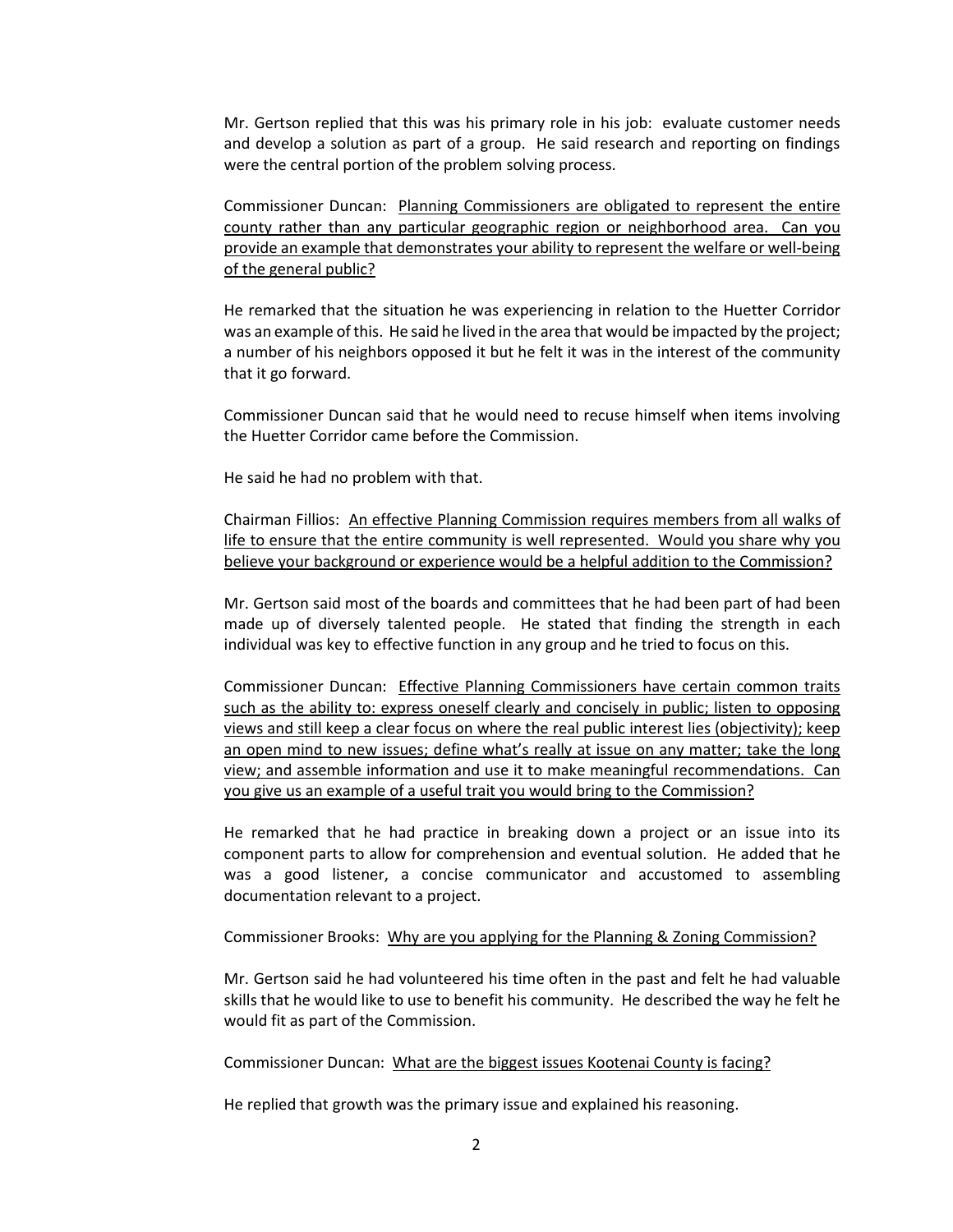Mr. Gertson replied that this was his primary role in his job: evaluate customer needs and develop a solution as part of a group. He said research and reporting on findings were the central portion of the problem solving process.

Commissioner Duncan: <u>Planning Commissioners are obligated to represent the entire county rather than any particular geographic region or neighborhood area. Can you provide an example that demonstrates your ability to represent the welfare or well-being of the general public?</u>

He remarked that the situation he was experiencing in relation to the Huetter Corridor was an example of this. He said he lived in the area that would be impacted by the project; a number of his neighbors opposed it but he felt it was in the interest of the community that it go forward.

Commissioner Duncan said that he would need to recuse himself when items involving the Huetter Corridor came before the Commission.

He said he had no problem with that.

Chairman Fillios: <u>An effective Planning Commission requires members from all walks of life to ensure that the entire community is well represented. Would you share why you believe your background or experience would be a helpful addition to the Commission?</u>

Mr. Gertson said most of the boards and committees that he had been part of had been made up of diversely talented people. He stated that finding the strength in each individual was key to effective function in any group and he tried to focus on this.

Commissioner Duncan: <u>Effective Planning Commissioners have certain common traits such as the ability to: express oneself clearly and concisely in public; listen to opposing views and still keep a clear focus on where the real public interest lies (objectivity); keep an open mind to new issues; define what's really at issue on any matter; take the long view; and assemble information and use it to make meaningful recommendations. Can you give us an example of a useful trait you would bring to the Commission?</u>

He remarked that he had practice in breaking down a project or an issue into its component parts to allow for comprehension and eventual solution. He added that he was a good listener, a concise communicator and accustomed to assembling documentation relevant to a project.

Commissioner Brooks: <u>Why are you applying for the Planning & Zoning Commission?</u>

Mr. Gertson said he had volunteered his time often in the past and felt he had valuable skills that he would like to use to benefit his community. He described the way he felt he would fit as part of the Commission.

Commissioner Duncan: <u>What are the biggest issues Kootenai County is facing?</u>

He replied that growth was the primary issue and explained his reasoning.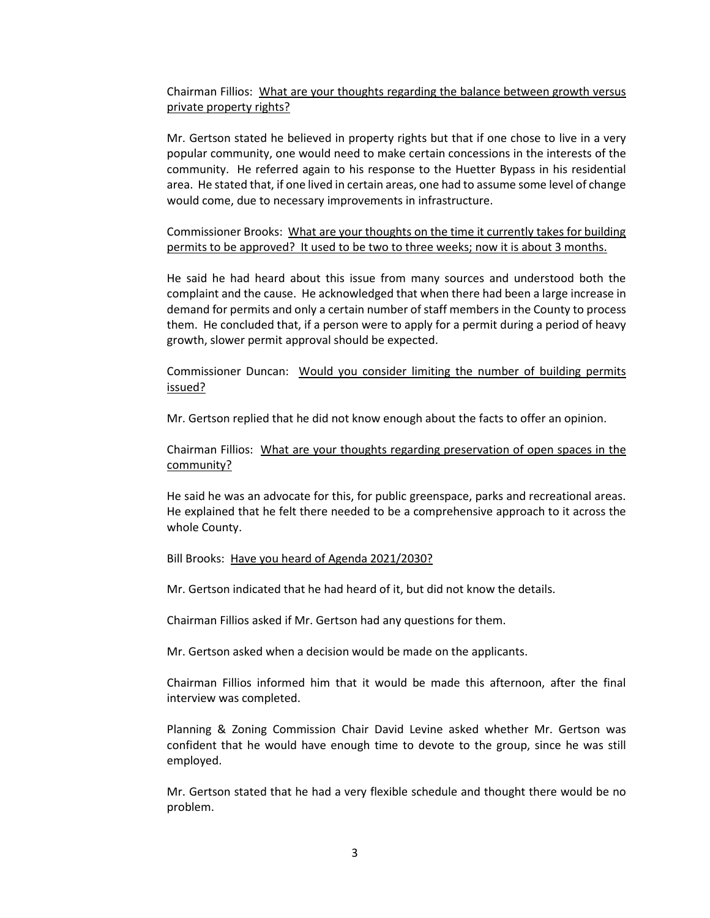Chairman Fillios: <u>What are your thoughts regarding the balance between growth versus private property rights?</u>

Mr. Gertson stated he believed in property rights but that if one chose to live in a very popular community, one would need to make certain concessions in the interests of the community. He referred again to his response to the Huetter Bypass in his residential area. He stated that, if one lived in certain areas, one had to assume some level of change would come, due to necessary improvements in infrastructure.

Commissioner Brooks: <u>What are your thoughts on the time it currently takes for building permits to be approved? It used to be two to three weeks; now it is about 3 months.</u>

He said he had heard about this issue from many sources and understood both the complaint and the cause. He acknowledged that when there had been a large increase in demand for permits and only a certain number of staff members in the County to process them. He concluded that, if a person were to apply for a permit during a period of heavy growth, slower permit approval should be expected.

Commissioner Duncan: <u>Would you consider limiting the number of building permits issued?</u>

Mr. Gertson replied that he did not know enough about the facts to offer an opinion.

Chairman Fillios: <u>What are your thoughts regarding preservation of open spaces in the community?</u>

He said he was an advocate for this, for public greenspace, parks and recreational areas. He explained that he felt there needed to be a comprehensive approach to it across the whole County.

Bill Brooks: <u>Have you heard of Agenda 2021/2030?</u>

Mr. Gertson indicated that he had heard of it, but did not know the details.

Chairman Fillios asked if Mr. Gertson had any questions for them.

Mr. Gertson asked when a decision would be made on the applicants.

Chairman Fillios informed him that it would be made this afternoon, after the final interview was completed.

Planning & Zoning Commission Chair David Levine asked whether Mr. Gertson was confident that he would have enough time to devote to the group, since he was still employed.

Mr. Gertson stated that he had a very flexible schedule and thought there would be no problem.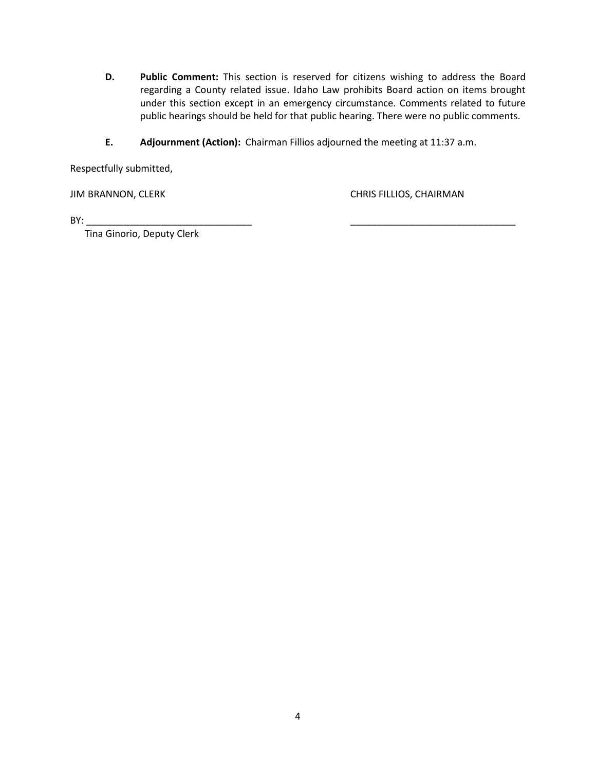**D. Public Comment:** This section is reserved for citizens wishing to address the Board regarding a County related issue. Idaho Law prohibits Board action on items brought under this section except in an emergency circumstance. Comments related to future public hearings should be held for that public hearing. There were no public comments.

**E. Adjournment (Action):** Chairman Fillios adjourned the meeting at 11:37 a.m.

Respectfully submitted,

JIM BRANNON, CLERK CHRIS FILLIOS, CHAIRMAN

BY: ________________________________ ________________________________

Tina Ginorio, Deputy Clerk